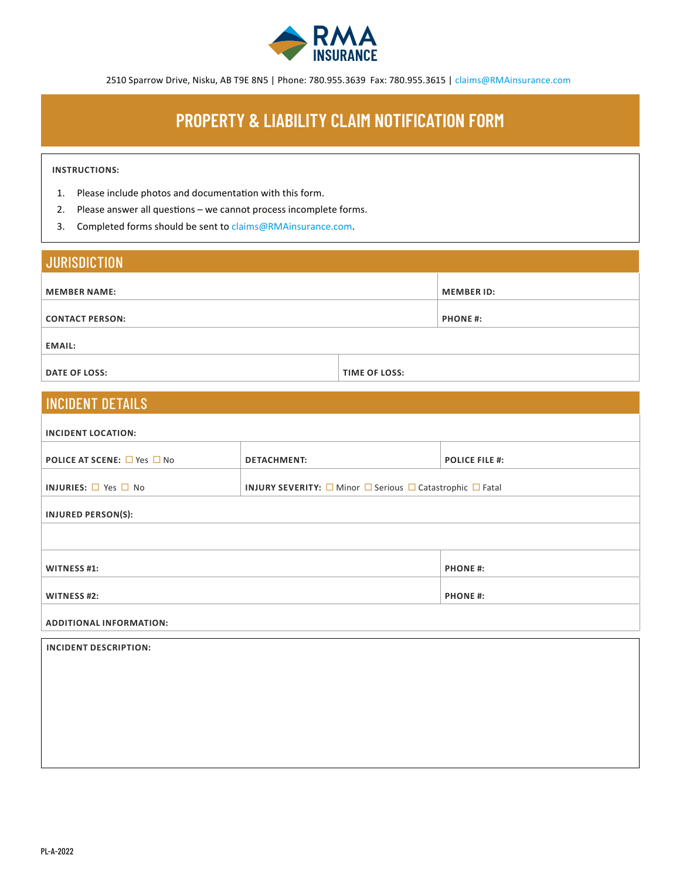RMA INSURANCE

2510 Sparrow Drive, Nisku, AB T9E 8N5 | Phone: 780.955.3639 Fax: 780.955.3615 | claims@RMAinsurance.com

# PROPERTY & LIABILITY CLAIM NOTIFICATION FORM

**INSTRUCTIONS:**

1. Please include photos and documentation with this form.
2. Please answer all questions – we cannot process incomplete forms.
3. Completed forms should be sent to claims@RMAinsurance.com.

## JURISDICTION

| | |
|---|---|
| **MEMBER NAME:** | **MEMBER ID:** |
| **CONTACT PERSON:** | **PHONE #:** |
| **EMAIL:** | |
| **DATE OF LOSS:** | **TIME OF LOSS:** |

## INCIDENT DETAILS

| | | |
|---|---|---|
| **INCIDENT LOCATION:** | | |
| **POLICE AT SCENE:** ☐ Yes ☐ No | **DETACHMENT:** | **POLICE FILE #:** |
| **INJURIES:** ☐ Yes ☐ No | **INJURY SEVERITY:** ☐ Minor ☐ Serious ☐ Catastrophic ☐ Fatal | |
| **INJURED PERSON(S):** | | |
| | | |
| **WITNESS #1:** | | **PHONE #:** |
| **WITNESS #2:** | | **PHONE #:** |
| **ADDITIONAL INFORMATION:** | | |

**INCIDENT DESCRIPTION:**

PL-A-2022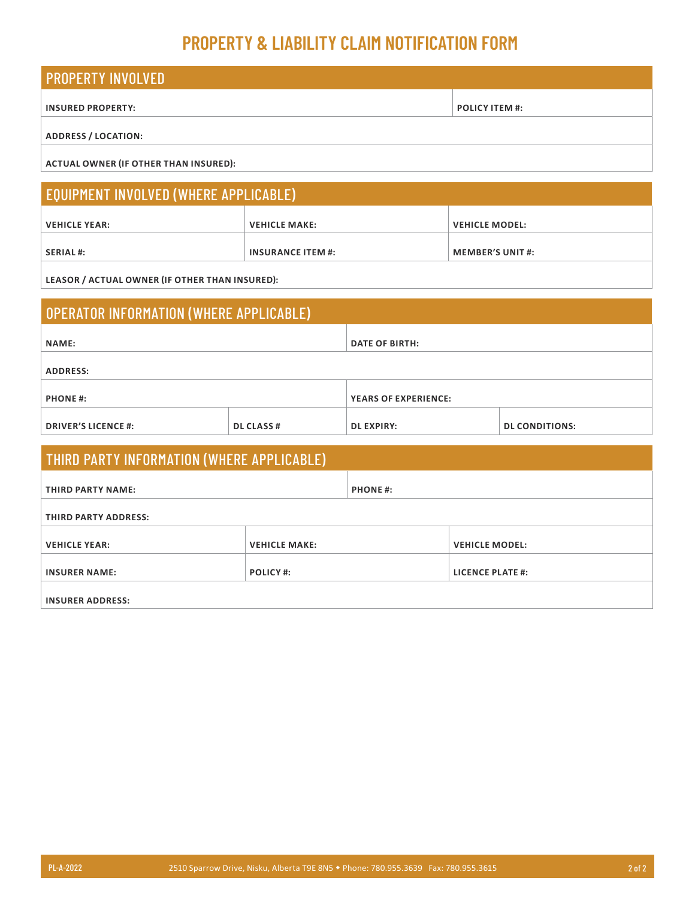# PROPERTY & LIABILITY CLAIM NOTIFICATION FORM

## PROPERTY INVOLVED

| | |
|---|---|
| **INSURED PROPERTY:** | **POLICY ITEM #:** |
| **ADDRESS / LOCATION:** | |
| **ACTUAL OWNER (IF OTHER THAN INSURED):** | |

## EQUIPMENT INVOLVED (WHERE APPLICABLE)

| | | |
|---|---|---|
| **VEHICLE YEAR:** | **VEHICLE MAKE:** | **VEHICLE MODEL:** |
| **SERIAL #:** | **INSURANCE ITEM #:** | **MEMBER'S UNIT #:** |
| **LEASOR / ACTUAL OWNER (IF OTHER THAN INSURED):** | | |

## OPERATOR INFORMATION (WHERE APPLICABLE)

| | | | |
|---|---|---|---|
| **NAME:** | | **DATE OF BIRTH:** | |
| **ADDRESS:** | | | |
| **PHONE #:** | | **YEARS OF EXPERIENCE:** | |
| **DRIVER'S LICENCE #:** | **DL CLASS #** | **DL EXPIRY:** | **DL CONDITIONS:** |

## THIRD PARTY INFORMATION (WHERE APPLICABLE)

| | | |
|---|---|---|
| **THIRD PARTY NAME:** | **PHONE #:** | |
| **THIRD PARTY ADDRESS:** | | |
| **VEHICLE YEAR:** | **VEHICLE MAKE:** | **VEHICLE MODEL:** |
| **INSURER NAME:** | **POLICY #:** | **LICENCE PLATE #:** |
| **INSURER ADDRESS:** | | |

PL-A-2022 2510 Sparrow Drive, Nisku, Alberta T9E 8N5 • Phone: 780.955.3639 Fax: 780.955.3615